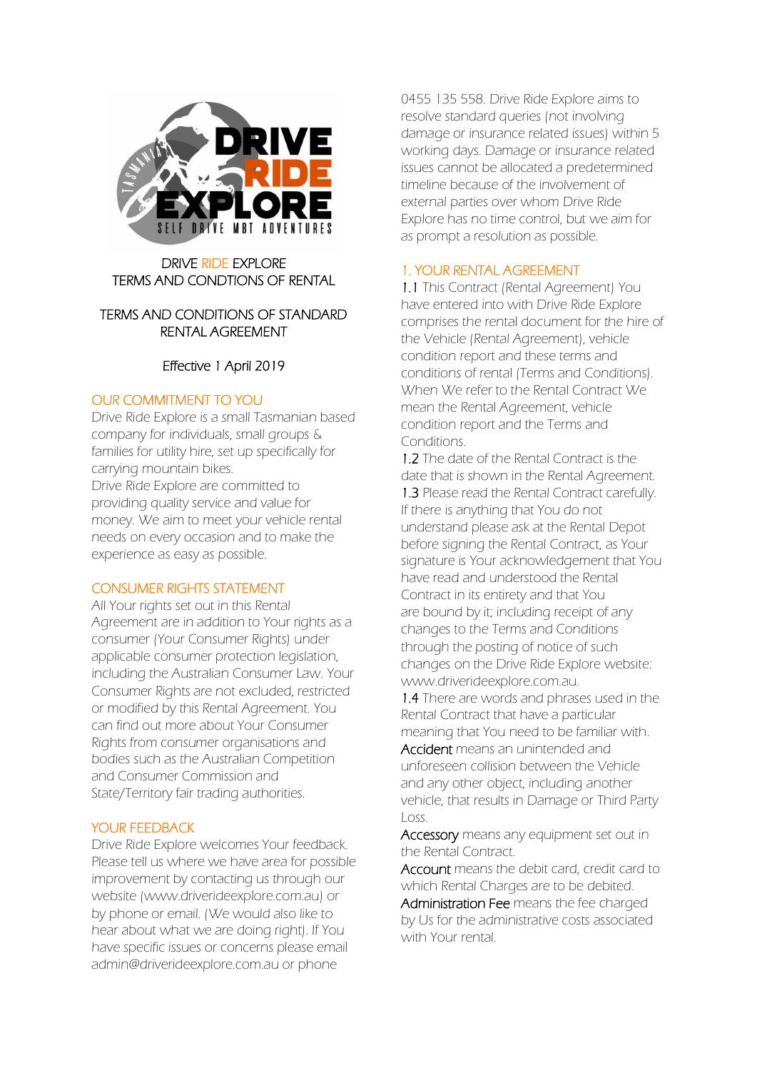DRIVE RIDE EXPLORE
TERMS AND CONDTIONS OF RENTAL

TERMS AND CONDITIONS OF STANDARD RENTAL AGREEMENT

Effective 1 April 2019

## OUR COMMITMENT TO YOU

Drive Ride Explore is a small Tasmanian based company for individuals, small groups & families for utility hire, set up specifically for carrying mountain bikes.
Drive Ride Explore are committed to providing quality service and value for money. We aim to meet your vehicle rental needs on every occasion and to make the experience as easy as possible.

## CONSUMER RIGHTS STATEMENT

All Your rights set out in this Rental Agreement are in addition to Your rights as a consumer (Your Consumer Rights) under applicable consumer protection legislation, including the Australian Consumer Law. Your Consumer Rights are not excluded, restricted or modified by this Rental Agreement. You can find out more about Your Consumer Rights from consumer organisations and bodies such as the Australian Competition and Consumer Commission and State/Territory fair trading authorities.

## YOUR FEEDBACK

Drive Ride Explore welcomes Your feedback. Please tell us where we have area for possible improvement by contacting us through our website (www.driverideexplore.com.au) or by phone or email. (We would also like to hear about what we are doing right). If You have specific issues or concerns please email admin@driverideexplore.com.au or phone 0455 135 558. Drive Ride Explore aims to resolve standard queries (not involving damage or insurance related issues) within 5 working days. Damage or insurance related issues cannot be allocated a predetermined timeline because of the involvement of external parties over whom Drive Ride Explore has no time control, but we aim for as prompt a resolution as possible.

## 1. YOUR RENTAL AGREEMENT

1.1 This Contract (Rental Agreement) You have entered into with Drive Ride Explore comprises the rental document for the hire of the Vehicle (Rental Agreement), vehicle condition report and these terms and conditions of rental (Terms and Conditions). When We refer to the Rental Contract We mean the Rental Agreement, vehicle condition report and the Terms and Conditions.

1.2 The date of the Rental Contract is the date that is shown in the Rental Agreement.

1.3 Please read the Rental Contract carefully. If there is anything that You do not understand please ask at the Rental Depot before signing the Rental Contract, as Your signature is Your acknowledgement that You have read and understood the Rental Contract in its entirety and that You are bound by it; including receipt of any changes to the Terms and Conditions through the posting of notice of such changes on the Drive Ride Explore website: www.driverideexplore.com.au.

1.4 There are words and phrases used in the Rental Contract that have a particular meaning that You need to be familiar with.

Accident means an unintended and unforeseen collision between the Vehicle and any other object, including another vehicle, that results in Damage or Third Party Loss.

Accessory means any equipment set out in the Rental Contract.

Account means the debit card, credit card to which Rental Charges are to be debited.

Administration Fee means the fee charged by Us for the administrative costs associated with Your rental.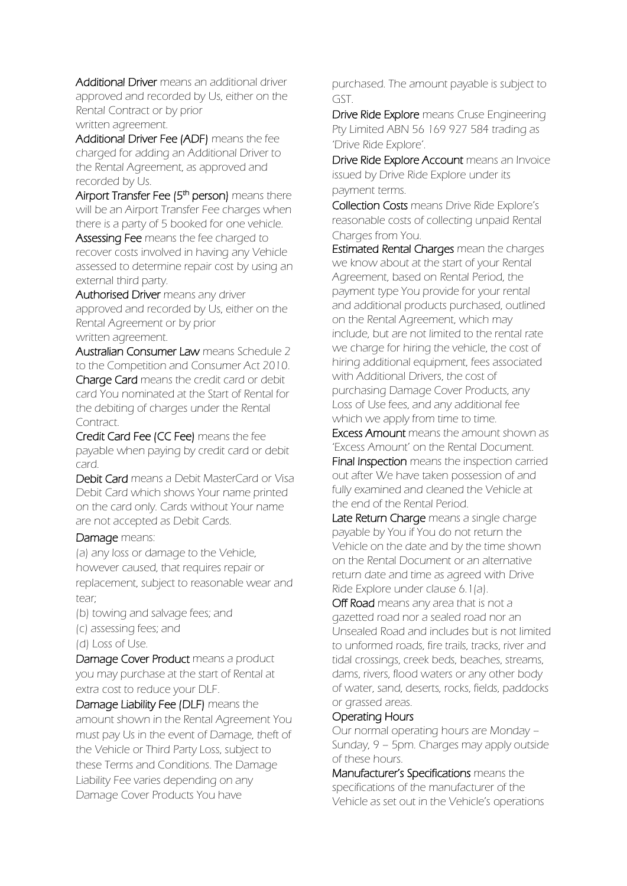**Additional Driver** means an additional driver approved and recorded by Us, either on the Rental Contract or by prior written agreement.

**Additional Driver Fee (ADF)** means the fee charged for adding an Additional Driver to the Rental Agreement, as approved and recorded by Us.

**Airport Transfer Fee (5th person)** means there will be an Airport Transfer Fee charges when there is a party of 5 booked for one vehicle.

**Assessing Fee** means the fee charged to recover costs involved in having any Vehicle assessed to determine repair cost by using an external third party.

**Authorised Driver** means any driver approved and recorded by Us, either on the Rental Agreement or by prior written agreement.

**Australian Consumer Law** means Schedule 2 to the Competition and Consumer Act 2010.

**Charge Card** means the credit card or debit card You nominated at the Start of Rental for the debiting of charges under the Rental Contract.

**Credit Card Fee (CC Fee)** means the fee payable when paying by credit card or debit card.

**Debit Card** means a Debit MasterCard or Visa Debit Card which shows Your name printed on the card only. Cards without Your name are not accepted as Debit Cards.

**Damage** means:

(a) any loss or damage to the Vehicle, however caused, that requires repair or replacement, subject to reasonable wear and tear;

(b) towing and salvage fees; and

(c) assessing fees; and

(d) Loss of Use.

**Damage Cover Product** means a product you may purchase at the start of Rental at extra cost to reduce your DLF.

**Damage Liability Fee (DLF)** means the amount shown in the Rental Agreement You must pay Us in the event of Damage, theft of the Vehicle or Third Party Loss, subject to these Terms and Conditions. The Damage Liability Fee varies depending on any Damage Cover Products You have purchased. The amount payable is subject to GST.

**Drive Ride Explore** means Cruse Engineering Pty Limited ABN 56 169 927 584 trading as 'Drive Ride Explore'.

**Drive Ride Explore Account** means an Invoice issued by Drive Ride Explore under its payment terms.

**Collection Costs** means Drive Ride Explore's reasonable costs of collecting unpaid Rental Charges from You.

**Estimated Rental Charges** mean the charges we know about at the start of your Rental Agreement, based on Rental Period, the payment type You provide for your rental and additional products purchased, outlined on the Rental Agreement, which may include, but are not limited to the rental rate we charge for hiring the vehicle, the cost of hiring additional equipment, fees associated with Additional Drivers, the cost of purchasing Damage Cover Products, any Loss of Use fees, and any additional fee which we apply from time to time.

**Excess Amount** means the amount shown as 'Excess Amount' on the Rental Document.

**Final Inspection** means the inspection carried out after We have taken possession of and fully examined and cleaned the Vehicle at the end of the Rental Period.

**Late Return Charge** means a single charge payable by You if You do not return the Vehicle on the date and by the time shown on the Rental Document or an alternative return date and time as agreed with Drive Ride Explore under clause 6.1(a).

**Off Road** means any area that is not a gazetted road nor a sealed road nor an Unsealed Road and includes but is not limited to unformed roads, fire trails, tracks, river and tidal crossings, creek beds, beaches, streams, dams, rivers, flood waters or any other body of water, sand, deserts, rocks, fields, paddocks or grassed areas.

**Operating Hours**

Our normal operating hours are Monday – Sunday, 9 – 5pm. Charges may apply outside of these hours.

**Manufacturer's Specifications** means the specifications of the manufacturer of the Vehicle as set out in the Vehicle's operations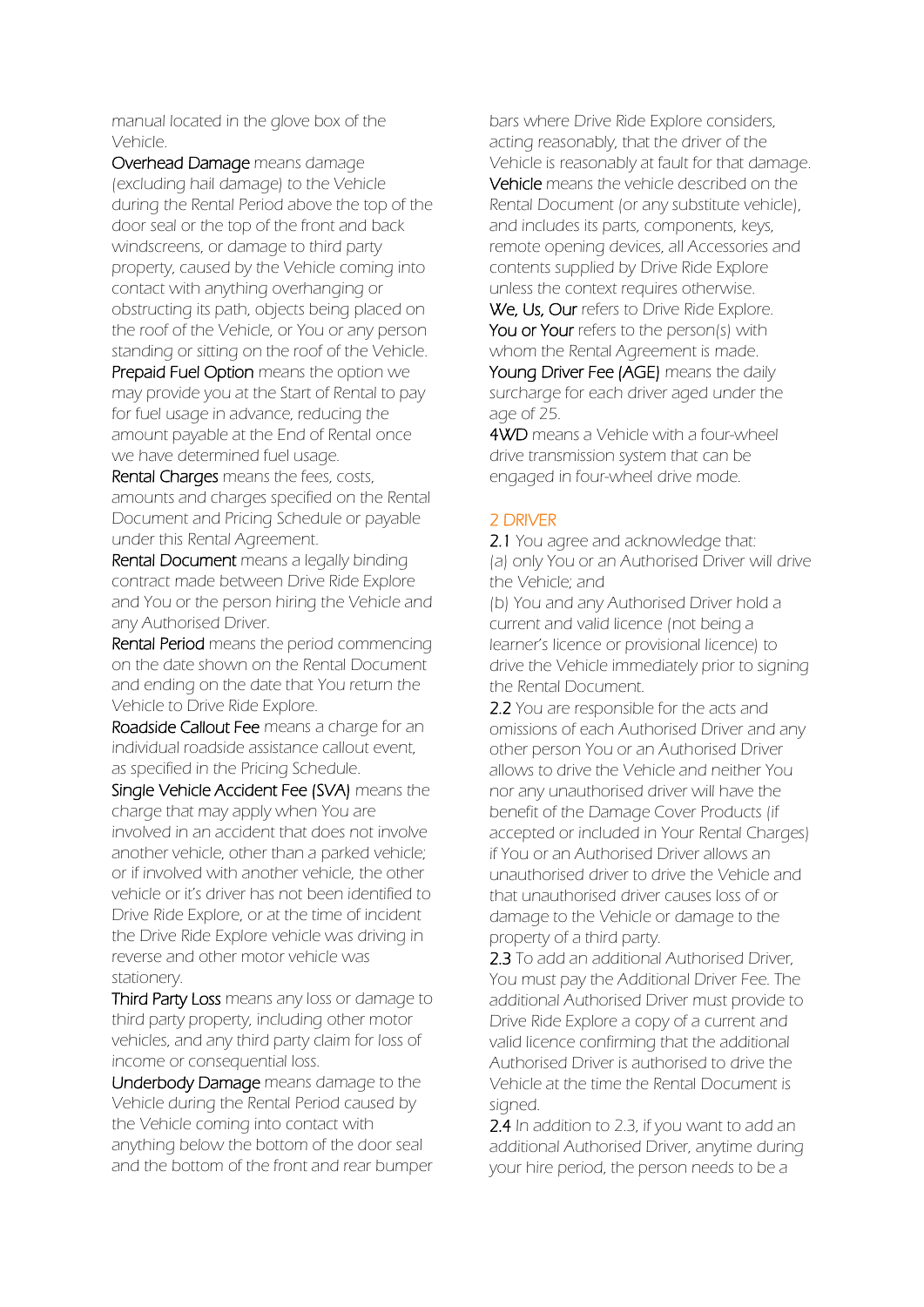manual located in the glove box of the Vehicle.

**Overhead Damage** means damage (excluding hail damage) to the Vehicle during the Rental Period above the top of the door seal or the top of the front and back windscreens, or damage to third party property, caused by the Vehicle coming into contact with anything overhanging or obstructing its path, objects being placed on the roof of the Vehicle, or You or any person standing or sitting on the roof of the Vehicle.

**Prepaid Fuel Option** means the option we may provide you at the Start of Rental to pay for fuel usage in advance, reducing the amount payable at the End of Rental once we have determined fuel usage.

**Rental Charges** means the fees, costs, amounts and charges specified on the Rental Document and Pricing Schedule or payable under this Rental Agreement.

**Rental Document** means a legally binding contract made between Drive Ride Explore and You or the person hiring the Vehicle and any Authorised Driver.

**Rental Period** means the period commencing on the date shown on the Rental Document and ending on the date that You return the Vehicle to Drive Ride Explore.

**Roadside Callout Fee** means a charge for an individual roadside assistance callout event, as specified in the Pricing Schedule.

**Single Vehicle Accident Fee (SVA)** means the charge that may apply when You are involved in an accident that does not involve another vehicle, other than a parked vehicle; or if involved with another vehicle, the other vehicle or it's driver has not been identified to Drive Ride Explore, or at the time of incident the Drive Ride Explore vehicle was driving in reverse and other motor vehicle was stationery.

**Third Party Loss** means any loss or damage to third party property, including other motor vehicles, and any third party claim for loss of income or consequential loss.

**Underbody Damage** means damage to the Vehicle during the Rental Period caused by the Vehicle coming into contact with anything below the bottom of the door seal and the bottom of the front and rear bumper bars where Drive Ride Explore considers, acting reasonably, that the driver of the Vehicle is reasonably at fault for that damage.

**Vehicle** means the vehicle described on the Rental Document (or any substitute vehicle), and includes its parts, components, keys, remote opening devices, all Accessories and contents supplied by Drive Ride Explore unless the context requires otherwise.

**We, Us, Our** refers to Drive Ride Explore.

**You or Your** refers to the person(s) with whom the Rental Agreement is made.

**Young Driver Fee (AGE)** means the daily surcharge for each driver aged under the age of 25.

**4WD** means a Vehicle with a four-wheel drive transmission system that can be engaged in four-wheel drive mode.

## 2 DRIVER

**2.1** You agree and acknowledge that:
(a) only You or an Authorised Driver will drive the Vehicle; and
(b) You and any Authorised Driver hold a current and valid licence (not being a learner's licence or provisional licence) to drive the Vehicle immediately prior to signing the Rental Document.

**2.2** You are responsible for the acts and omissions of each Authorised Driver and any other person You or an Authorised Driver allows to drive the Vehicle and neither You nor any unauthorised driver will have the benefit of the Damage Cover Products (if accepted or included in Your Rental Charges) if You or an Authorised Driver allows an unauthorised driver to drive the Vehicle and that unauthorised driver causes loss of or damage to the Vehicle or damage to the property of a third party.

**2.3** To add an additional Authorised Driver, You must pay the Additional Driver Fee. The additional Authorised Driver must provide to Drive Ride Explore a copy of a current and valid licence confirming that the additional Authorised Driver is authorised to drive the Vehicle at the time the Rental Document is signed.

**2.4** In addition to 2.3, if you want to add an additional Authorised Driver, anytime during your hire period, the person needs to be a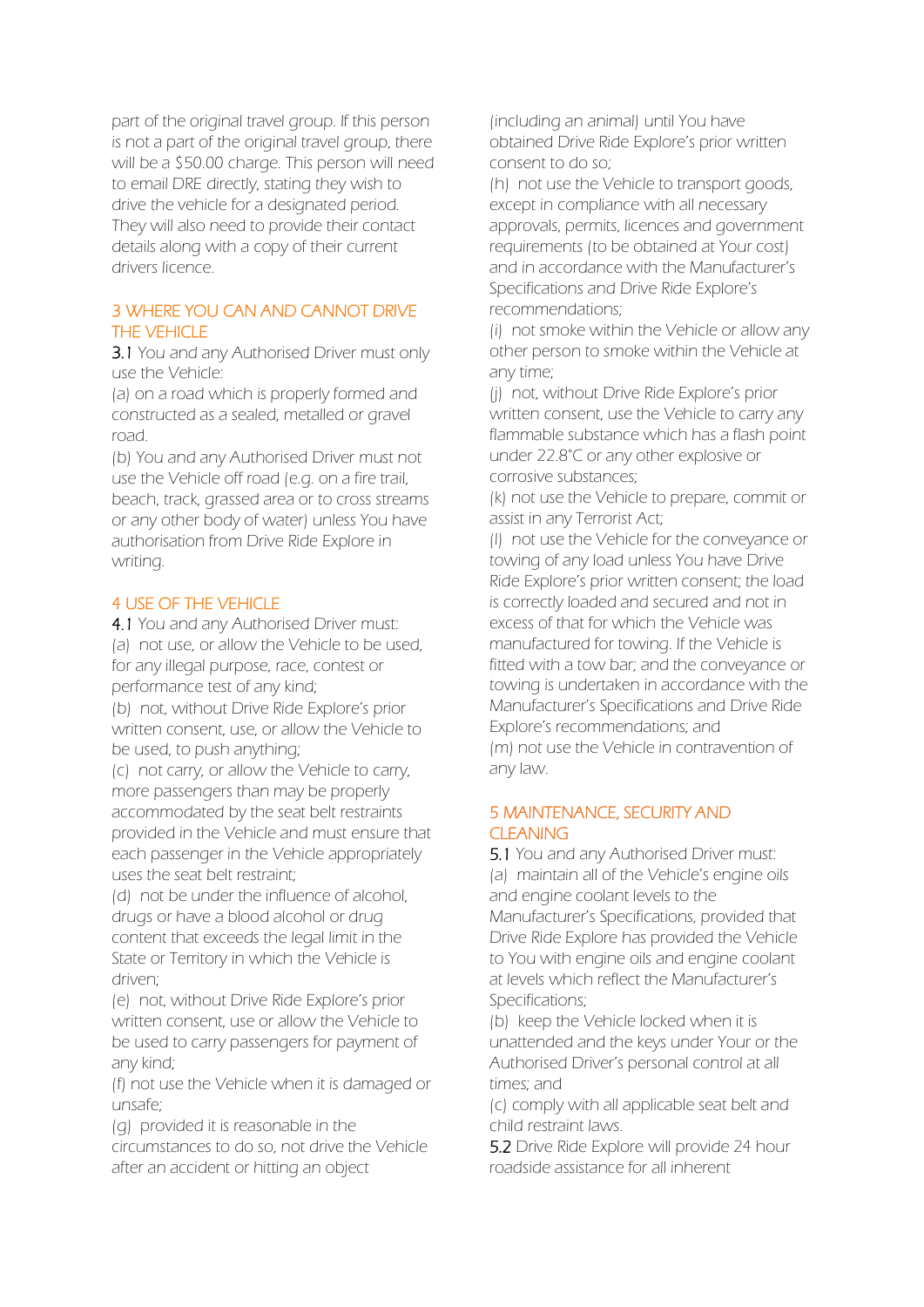part of the original travel group. If this person is not a part of the original travel group, there will be a $50.00 charge. This person will need to email DRE directly, stating they wish to drive the vehicle for a designated period. They will also need to provide their contact details along with a copy of their current drivers licence.

## 3 WHERE YOU CAN AND CANNOT DRIVE THE VEHICLE

3.1 You and any Authorised Driver must only use the Vehicle:

(a) on a road which is properly formed and constructed as a sealed, metalled or gravel road.

(b) You and any Authorised Driver must not use the Vehicle off road (e.g. on a fire trail, beach, track, grassed area or to cross streams or any other body of water) unless You have authorisation from Drive Ride Explore in writing.

## 4 USE OF THE VEHICLE

4.1 You and any Authorised Driver must:

(a) not use, or allow the Vehicle to be used, for any illegal purpose, race, contest or performance test of any kind;

(b) not, without Drive Ride Explore's prior written consent, use, or allow the Vehicle to be used, to push anything;

(c) not carry, or allow the Vehicle to carry, more passengers than may be properly accommodated by the seat belt restraints provided in the Vehicle and must ensure that each passenger in the Vehicle appropriately uses the seat belt restraint;

(d) not be under the influence of alcohol, drugs or have a blood alcohol or drug content that exceeds the legal limit in the State or Territory in which the Vehicle is driven;

(e) not, without Drive Ride Explore's prior written consent, use or allow the Vehicle to be used to carry passengers for payment of any kind;

(f) not use the Vehicle when it is damaged or unsafe;

(g) provided it is reasonable in the circumstances to do so, not drive the Vehicle after an accident or hitting an object (including an animal) until You have obtained Drive Ride Explore's prior written consent to do so;

(h) not use the Vehicle to transport goods, except in compliance with all necessary approvals, permits, licences and government requirements (to be obtained at Your cost) and in accordance with the Manufacturer's Specifications and Drive Ride Explore's recommendations;

(i) not smoke within the Vehicle or allow any other person to smoke within the Vehicle at any time;

(j) not, without Drive Ride Explore's prior written consent, use the Vehicle to carry any flammable substance which has a flash point under 22.8°C or any other explosive or corrosive substances;

(k) not use the Vehicle to prepare, commit or assist in any Terrorist Act;

(l) not use the Vehicle for the conveyance or towing of any load unless You have Drive Ride Explore's prior written consent; the load is correctly loaded and secured and not in excess of that for which the Vehicle was manufactured for towing. If the Vehicle is fitted with a tow bar; and the conveyance or towing is undertaken in accordance with the Manufacturer's Specifications and Drive Ride Explore's recommendations; and

(m) not use the Vehicle in contravention of any law.

## 5 MAINTENANCE, SECURITY AND CLEANING

5.1 You and any Authorised Driver must:

(a) maintain all of the Vehicle's engine oils and engine coolant levels to the Manufacturer's Specifications, provided that Drive Ride Explore has provided the Vehicle to You with engine oils and engine coolant at levels which reflect the Manufacturer's Specifications;

(b) keep the Vehicle locked when it is unattended and the keys under Your or the Authorised Driver's personal control at all times; and

(c) comply with all applicable seat belt and child restraint laws.

5.2 Drive Ride Explore will provide 24 hour roadside assistance for all inherent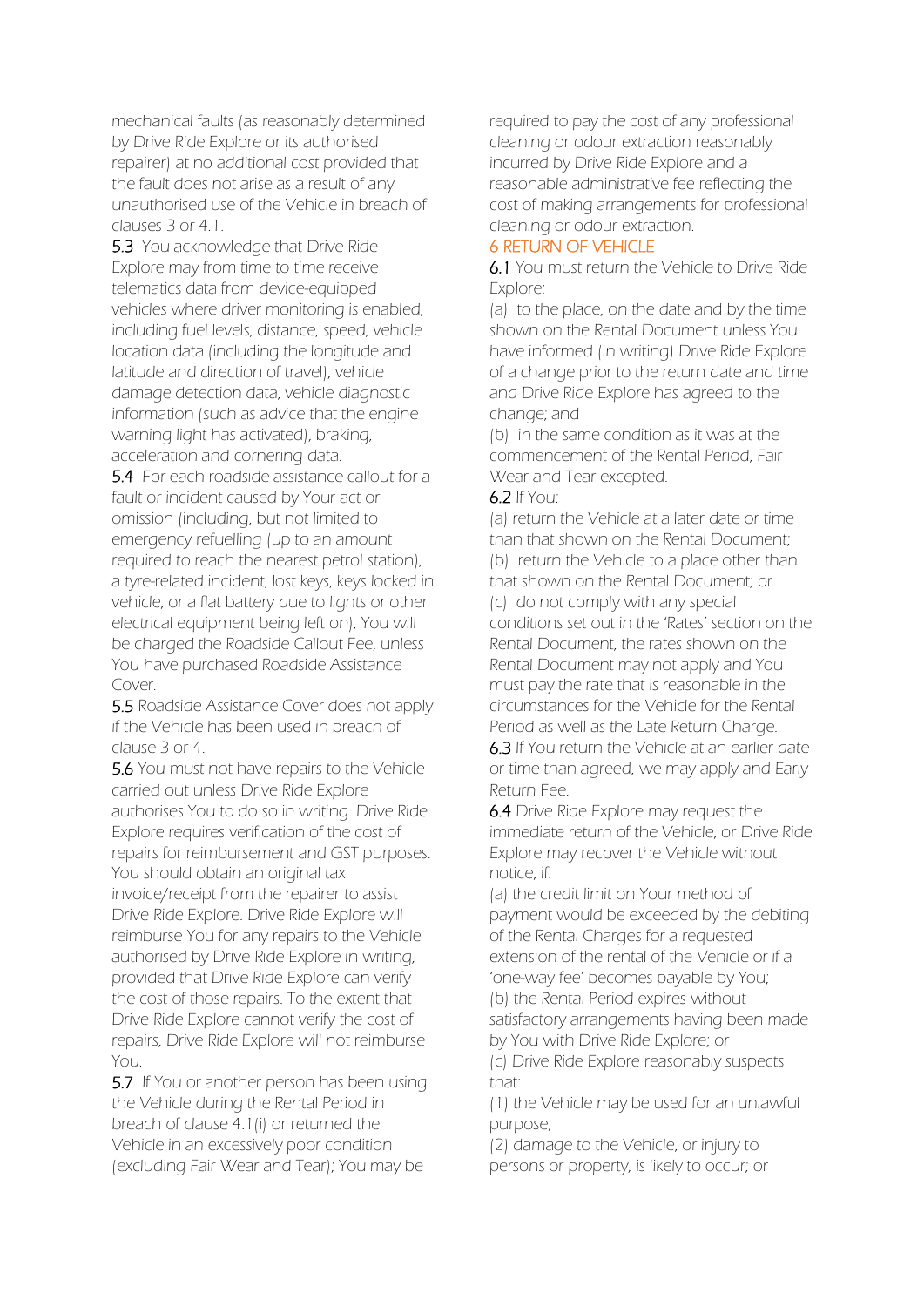mechanical faults (as reasonably determined by Drive Ride Explore or its authorised repairer) at no additional cost provided that the fault does not arise as a result of any unauthorised use of the Vehicle in breach of clauses 3 or 4.1.

**5.3** You acknowledge that Drive Ride Explore may from time to time receive telematics data from device-equipped vehicles where driver monitoring is enabled, including fuel levels, distance, speed, vehicle location data (including the longitude and latitude and direction of travel), vehicle damage detection data, vehicle diagnostic information (such as advice that the engine warning light has activated), braking, acceleration and cornering data.

**5.4** For each roadside assistance callout for a fault or incident caused by Your act or omission (including, but not limited to emergency refuelling (up to an amount required to reach the nearest petrol station), a tyre-related incident, lost keys, keys locked in vehicle, or a flat battery due to lights or other electrical equipment being left on), You will be charged the Roadside Callout Fee, unless You have purchased Roadside Assistance Cover.

**5.5** Roadside Assistance Cover does not apply if the Vehicle has been used in breach of clause 3 or 4.

**5.6** You must not have repairs to the Vehicle carried out unless Drive Ride Explore authorises You to do so in writing. Drive Ride Explore requires verification of the cost of repairs for reimbursement and GST purposes. You should obtain an original tax invoice/receipt from the repairer to assist Drive Ride Explore. Drive Ride Explore will reimburse You for any repairs to the Vehicle authorised by Drive Ride Explore in writing, provided that Drive Ride Explore can verify the cost of those repairs. To the extent that Drive Ride Explore cannot verify the cost of repairs, Drive Ride Explore will not reimburse You.

**5.7** If You or another person has been using the Vehicle during the Rental Period in breach of clause 4.1(i) or returned the Vehicle in an excessively poor condition (excluding Fair Wear and Tear); You may be required to pay the cost of any professional cleaning or odour extraction reasonably incurred by Drive Ride Explore and a reasonable administrative fee reflecting the cost of making arrangements for professional cleaning or odour extraction.

## 6 RETURN OF VEHICLE

**6.1** You must return the Vehicle to Drive Ride Explore:

(a) to the place, on the date and by the time shown on the Rental Document unless You have informed (in writing) Drive Ride Explore of a change prior to the return date and time and Drive Ride Explore has agreed to the change; and

(b) in the same condition as it was at the commencement of the Rental Period, Fair Wear and Tear excepted.

**6.2** If You:

(a) return the Vehicle at a later date or time than that shown on the Rental Document;

(b) return the Vehicle to a place other than that shown on the Rental Document; or

(c) do not comply with any special conditions set out in the 'Rates' section on the Rental Document, the rates shown on the Rental Document may not apply and You must pay the rate that is reasonable in the circumstances for the Vehicle for the Rental Period as well as the Late Return Charge.

**6.3** If You return the Vehicle at an earlier date or time than agreed, we may apply and Early Return Fee.

**6.4** Drive Ride Explore may request the immediate return of the Vehicle, or Drive Ride Explore may recover the Vehicle without notice, if:

(a) the credit limit on Your method of payment would be exceeded by the debiting of the Rental Charges for a requested extension of the rental of the Vehicle or if a 'one-way fee' becomes payable by You;

(b) the Rental Period expires without satisfactory arrangements having been made by You with Drive Ride Explore; or

(c) Drive Ride Explore reasonably suspects that:

(1) the Vehicle may be used for an unlawful purpose;

(2) damage to the Vehicle, or injury to persons or property, is likely to occur; or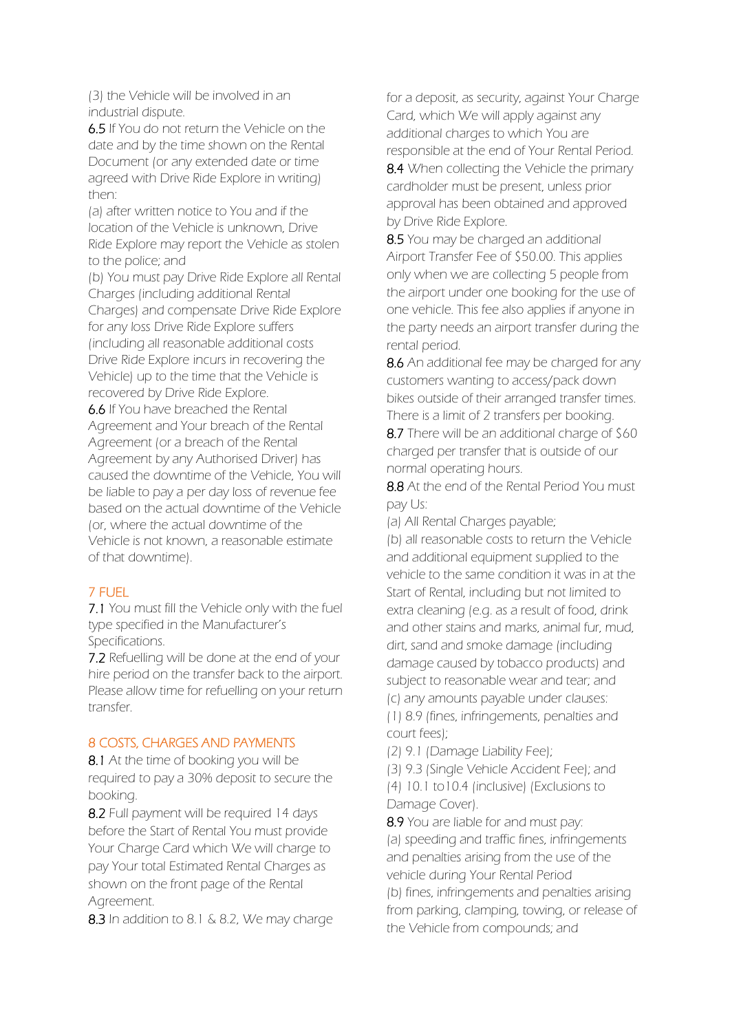(3) the Vehicle will be involved in an industrial dispute.

**6.5** If You do not return the Vehicle on the date and by the time shown on the Rental Document (or any extended date or time agreed with Drive Ride Explore in writing) then:

(a) after written notice to You and if the location of the Vehicle is unknown, Drive Ride Explore may report the Vehicle as stolen to the police; and

(b) You must pay Drive Ride Explore all Rental Charges (including additional Rental Charges) and compensate Drive Ride Explore for any loss Drive Ride Explore suffers (including all reasonable additional costs Drive Ride Explore incurs in recovering the Vehicle) up to the time that the Vehicle is recovered by Drive Ride Explore.

**6.6** If You have breached the Rental Agreement and Your breach of the Rental Agreement (or a breach of the Rental Agreement by any Authorised Driver) has caused the downtime of the Vehicle, You will be liable to pay a per day loss of revenue fee based on the actual downtime of the Vehicle (or, where the actual downtime of the Vehicle is not known, a reasonable estimate of that downtime).

## 7 FUEL

**7.1** You must fill the Vehicle only with the fuel type specified in the Manufacturer's Specifications.

**7.2** Refuelling will be done at the end of your hire period on the transfer back to the airport. Please allow time for refuelling on your return transfer.

## 8 COSTS, CHARGES AND PAYMENTS

**8.1** At the time of booking you will be required to pay a 30% deposit to secure the booking.

**8.2** Full payment will be required 14 days before the Start of Rental You must provide Your Charge Card which We will charge to pay Your total Estimated Rental Charges as shown on the front page of the Rental Agreement.

**8.3** In addition to 8.1 & 8.2, We may charge for a deposit, as security, against Your Charge Card, which We will apply against any additional charges to which You are responsible at the end of Your Rental Period.

**8.4** When collecting the Vehicle the primary cardholder must be present, unless prior approval has been obtained and approved by Drive Ride Explore.

**8.5** You may be charged an additional Airport Transfer Fee of $50.00. This applies only when we are collecting 5 people from the airport under one booking for the use of one vehicle. This fee also applies if anyone in the party needs an airport transfer during the rental period.

**8.6** An additional fee may be charged for any customers wanting to access/pack down bikes outside of their arranged transfer times. There is a limit of 2 transfers per booking.

**8.7** There will be an additional charge of $60 charged per transfer that is outside of our normal operating hours.

**8.8** At the end of the Rental Period You must pay Us:

(a) All Rental Charges payable;

(b) all reasonable costs to return the Vehicle and additional equipment supplied to the vehicle to the same condition it was in at the Start of Rental, including but not limited to extra cleaning (e.g. as a result of food, drink and other stains and marks, animal fur, mud, dirt, sand and smoke damage (including damage caused by tobacco products) and subject to reasonable wear and tear; and

(c) any amounts payable under clauses:

(1) 8.9 (fines, infringements, penalties and court fees);

(2) 9.1 (Damage Liability Fee);

(3) 9.3 (Single Vehicle Accident Fee); and

(4) 10.1 to10.4 (inclusive) (Exclusions to Damage Cover).

**8.9** You are liable for and must pay:

(a) speeding and traffic fines, infringements and penalties arising from the use of the vehicle during Your Rental Period

(b) fines, infringements and penalties arising from parking, clamping, towing, or release of the Vehicle from compounds; and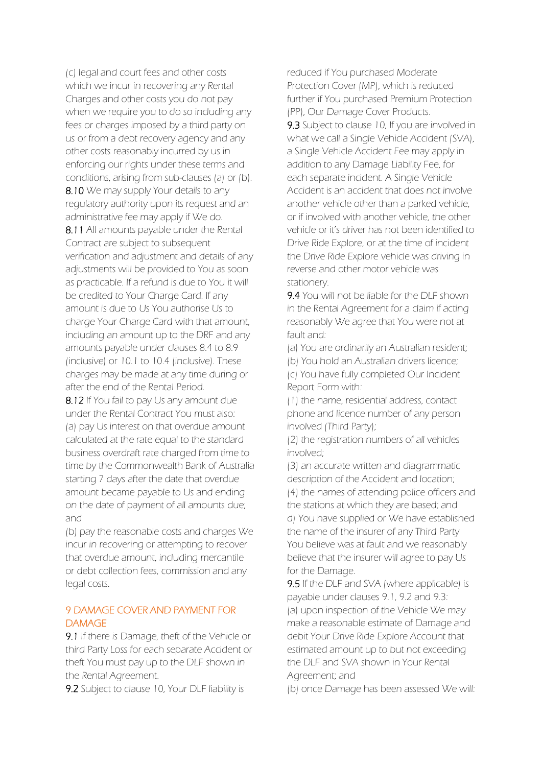(c) legal and court fees and other costs which we incur in recovering any Rental Charges and other costs you do not pay when we require you to do so including any fees or charges imposed by a third party on us or from a debt recovery agency and any other costs reasonably incurred by us in enforcing our rights under these terms and conditions, arising from sub-clauses (a) or (b).

**8.10** We may supply Your details to any regulatory authority upon its request and an administrative fee may apply if We do.

**8.11** All amounts payable under the Rental Contract are subject to subsequent verification and adjustment and details of any adjustments will be provided to You as soon as practicable. If a refund is due to You it will be credited to Your Charge Card. If any amount is due to Us You authorise Us to charge Your Charge Card with that amount, including an amount up to the DRF and any amounts payable under clauses 8.4 to 8.9 (inclusive) or 10.1 to 10.4 (inclusive). These charges may be made at any time during or after the end of the Rental Period.

**8.12** If You fail to pay Us any amount due under the Rental Contract You must also:

(a) pay Us interest on that overdue amount calculated at the rate equal to the standard business overdraft rate charged from time to time by the Commonwealth Bank of Australia starting 7 days after the date that overdue amount became payable to Us and ending on the date of payment of all amounts due; and

(b) pay the reasonable costs and charges We incur in recovering or attempting to recover that overdue amount, including mercantile or debt collection fees, commission and any legal costs.

## 9 DAMAGE COVER AND PAYMENT FOR DAMAGE

**9.1** If there is Damage, theft of the Vehicle or third Party Loss for each separate Accident or theft You must pay up to the DLF shown in the Rental Agreement.

**9.2** Subject to clause 10, Your DLF liability is reduced if You purchased Moderate Protection Cover (MP), which is reduced further if You purchased Premium Protection (PP), Our Damage Cover Products.

**9.3** Subject to clause 10, If you are involved in what we call a Single Vehicle Accident (SVA), a Single Vehicle Accident Fee may apply in addition to any Damage Liability Fee, for each separate incident. A Single Vehicle Accident is an accident that does not involve another vehicle other than a parked vehicle, or if involved with another vehicle, the other vehicle or it's driver has not been identified to Drive Ride Explore, or at the time of incident the Drive Ride Explore vehicle was driving in reverse and other motor vehicle was stationery.

**9.4** You will not be liable for the DLF shown in the Rental Agreement for a claim if acting reasonably We agree that You were not at fault and:

(a) You are ordinarily an Australian resident;

(b) You hold an Australian drivers licence;

(c) You have fully completed Our Incident Report Form with:

(1) the name, residential address, contact phone and licence number of any person involved (Third Party);

(2) the registration numbers of all vehicles involved;

(3) an accurate written and diagrammatic description of the Accident and location;

(4) the names of attending police officers and the stations at which they are based; and

d) You have supplied or We have established the name of the insurer of any Third Party You believe was at fault and we reasonably believe that the insurer will agree to pay Us for the Damage.

**9.5** If the DLF and SVA (where applicable) is payable under clauses 9.1, 9.2 and 9.3:

(a) upon inspection of the Vehicle We may make a reasonable estimate of Damage and debit Your Drive Ride Explore Account that estimated amount up to but not exceeding the DLF and SVA shown in Your Rental Agreement; and

(b) once Damage has been assessed We will: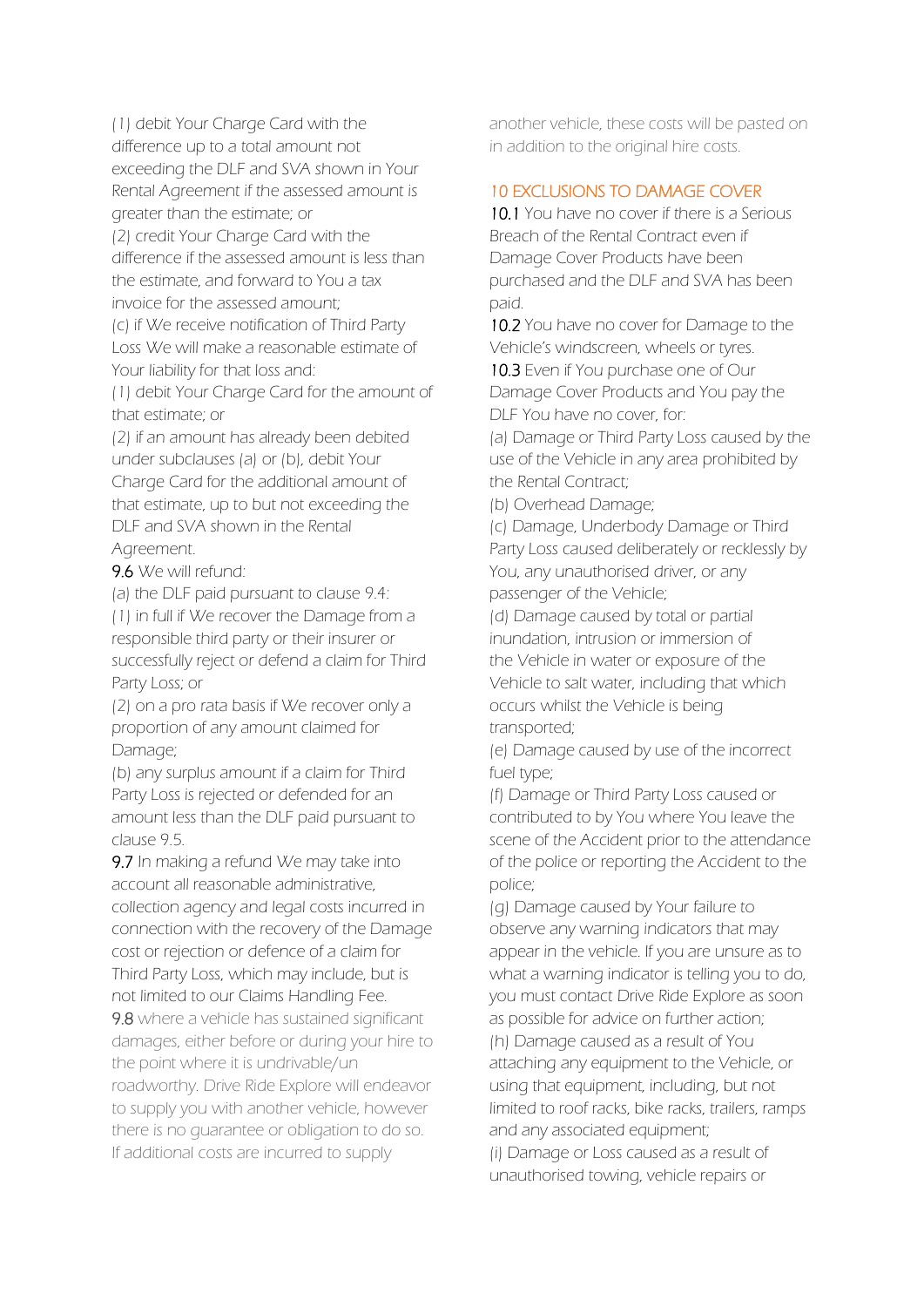(1) debit Your Charge Card with the difference up to a total amount not exceeding the DLF and SVA shown in Your Rental Agreement if the assessed amount is greater than the estimate; or

(2) credit Your Charge Card with the difference if the assessed amount is less than the estimate, and forward to You a tax invoice for the assessed amount;

(c) if We receive notification of Third Party Loss We will make a reasonable estimate of Your liability for that loss and:

(1) debit Your Charge Card for the amount of that estimate; or

(2) if an amount has already been debited under subclauses (a) or (b), debit Your Charge Card for the additional amount of that estimate, up to but not exceeding the DLF and SVA shown in the Rental Agreement.

**9.6** We will refund:

(a) the DLF paid pursuant to clause 9.4:

(1) in full if We recover the Damage from a responsible third party or their insurer or successfully reject or defend a claim for Third Party Loss; or

(2) on a pro rata basis if We recover only a proportion of any amount claimed for Damage;

(b) any surplus amount if a claim for Third Party Loss is rejected or defended for an amount less than the DLF paid pursuant to clause 9.5.

**9.7** In making a refund We may take into account all reasonable administrative, collection agency and legal costs incurred in connection with the recovery of the Damage cost or rejection or defence of a claim for Third Party Loss, which may include, but is not limited to our Claims Handling Fee.

**9.8** where a vehicle has sustained significant damages, either before or during your hire to the point where it is undrivable/un roadworthy. Drive Ride Explore will endeavor to supply you with another vehicle, however there is no guarantee or obligation to do so. If additional costs are incurred to supply another vehicle, these costs will be pasted on in addition to the original hire costs.

## 10 EXCLUSIONS TO DAMAGE COVER

**10.1** You have no cover if there is a Serious Breach of the Rental Contract even if Damage Cover Products have been purchased and the DLF and SVA has been paid.

**10.2** You have no cover for Damage to the Vehicle's windscreen, wheels or tyres.

**10.3** Even if You purchase one of Our Damage Cover Products and You pay the DLF You have no cover, for:

(a) Damage or Third Party Loss caused by the use of the Vehicle in any area prohibited by the Rental Contract;

(b) Overhead Damage;

(c) Damage, Underbody Damage or Third Party Loss caused deliberately or recklessly by You, any unauthorised driver, or any passenger of the Vehicle;

(d) Damage caused by total or partial inundation, intrusion or immersion of the Vehicle in water or exposure of the Vehicle to salt water, including that which occurs whilst the Vehicle is being transported;

(e) Damage caused by use of the incorrect fuel type;

(f) Damage or Third Party Loss caused or contributed to by You where You leave the scene of the Accident prior to the attendance of the police or reporting the Accident to the police;

(g) Damage caused by Your failure to observe any warning indicators that may appear in the vehicle. If you are unsure as to what a warning indicator is telling you to do, you must contact Drive Ride Explore as soon as possible for advice on further action;

(h) Damage caused as a result of You attaching any equipment to the Vehicle, or using that equipment, including, but not limited to roof racks, bike racks, trailers, ramps and any associated equipment;

(i) Damage or Loss caused as a result of unauthorised towing, vehicle repairs or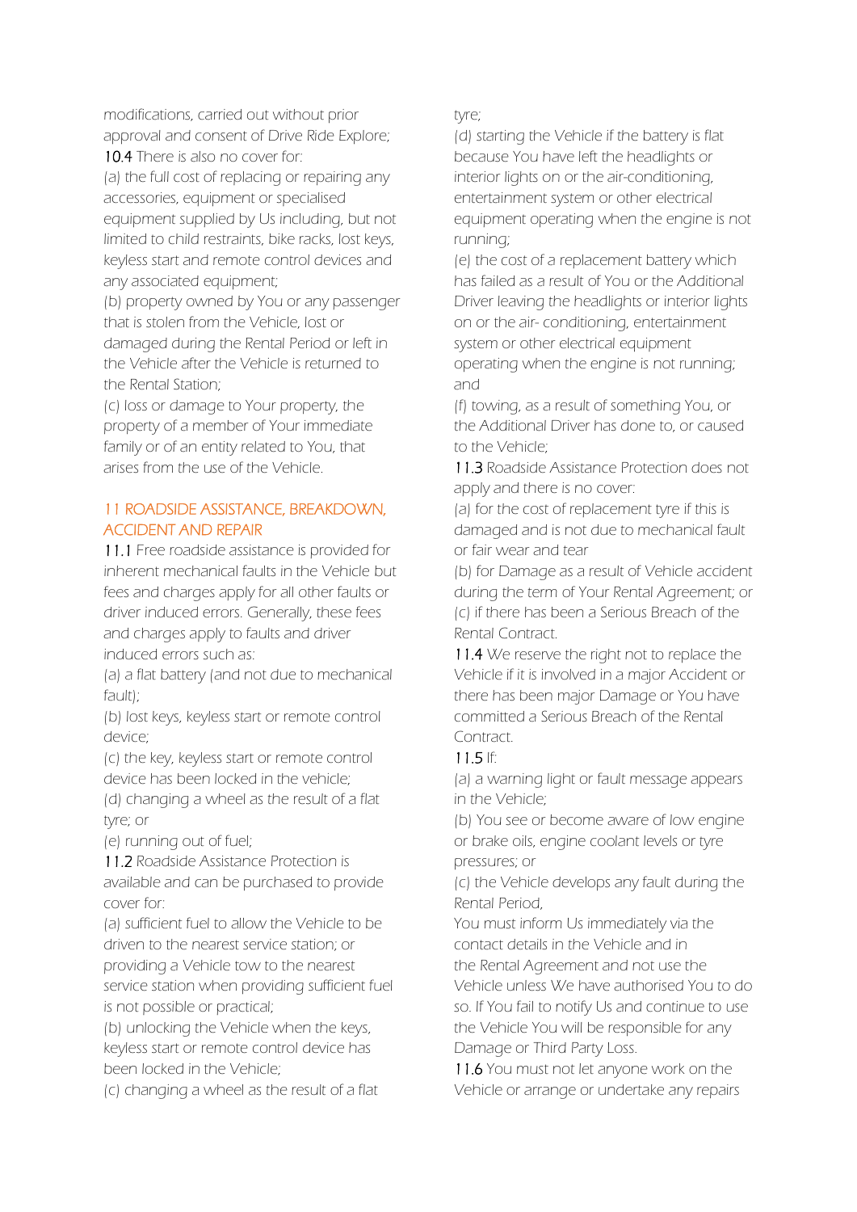modifications, carried out without prior approval and consent of Drive Ride Explore;

**10.4** There is also no cover for:

(a) the full cost of replacing or repairing any accessories, equipment or specialised equipment supplied by Us including, but not limited to child restraints, bike racks, lost keys, keyless start and remote control devices and any associated equipment;

(b) property owned by You or any passenger that is stolen from the Vehicle, lost or damaged during the Rental Period or left in the Vehicle after the Vehicle is returned to the Rental Station;

(c) loss or damage to Your property, the property of a member of Your immediate family or of an entity related to You, that arises from the use of the Vehicle.

## 11 ROADSIDE ASSISTANCE, BREAKDOWN, ACCIDENT AND REPAIR

**11.1** Free roadside assistance is provided for inherent mechanical faults in the Vehicle but fees and charges apply for all other faults or driver induced errors. Generally, these fees and charges apply to faults and driver induced errors such as:

(a) a flat battery (and not due to mechanical fault);

(b) lost keys, keyless start or remote control device;

(c) the key, keyless start or remote control device has been locked in the vehicle;

(d) changing a wheel as the result of a flat tyre; or

(e) running out of fuel;

**11.2** Roadside Assistance Protection is available and can be purchased to provide cover for:

(a) sufficient fuel to allow the Vehicle to be driven to the nearest service station; or providing a Vehicle tow to the nearest service station when providing sufficient fuel is not possible or practical;

(b) unlocking the Vehicle when the keys, keyless start or remote control device has been locked in the Vehicle;

(c) changing a wheel as the result of a flat tyre;

(d) starting the Vehicle if the battery is flat because You have left the headlights or interior lights on or the air-conditioning, entertainment system or other electrical equipment operating when the engine is not running;

(e) the cost of a replacement battery which has failed as a result of You or the Additional Driver leaving the headlights or interior lights on or the air- conditioning, entertainment system or other electrical equipment operating when the engine is not running; and

(f) towing, as a result of something You, or the Additional Driver has done to, or caused to the Vehicle;

**11.3** Roadside Assistance Protection does not apply and there is no cover:

(a) for the cost of replacement tyre if this is damaged and is not due to mechanical fault or fair wear and tear

(b) for Damage as a result of Vehicle accident during the term of Your Rental Agreement; or

(c) if there has been a Serious Breach of the Rental Contract.

**11.4** We reserve the right not to replace the Vehicle if it is involved in a major Accident or there has been major Damage or You have committed a Serious Breach of the Rental Contract.

**11.5** If:

(a) a warning light or fault message appears in the Vehicle;

(b) You see or become aware of low engine or brake oils, engine coolant levels or tyre pressures; or

(c) the Vehicle develops any fault during the Rental Period,

You must inform Us immediately via the contact details in the Vehicle and in the Rental Agreement and not use the Vehicle unless We have authorised You to do so. If You fail to notify Us and continue to use the Vehicle You will be responsible for any Damage or Third Party Loss.

**11.6** You must not let anyone work on the Vehicle or arrange or undertake any repairs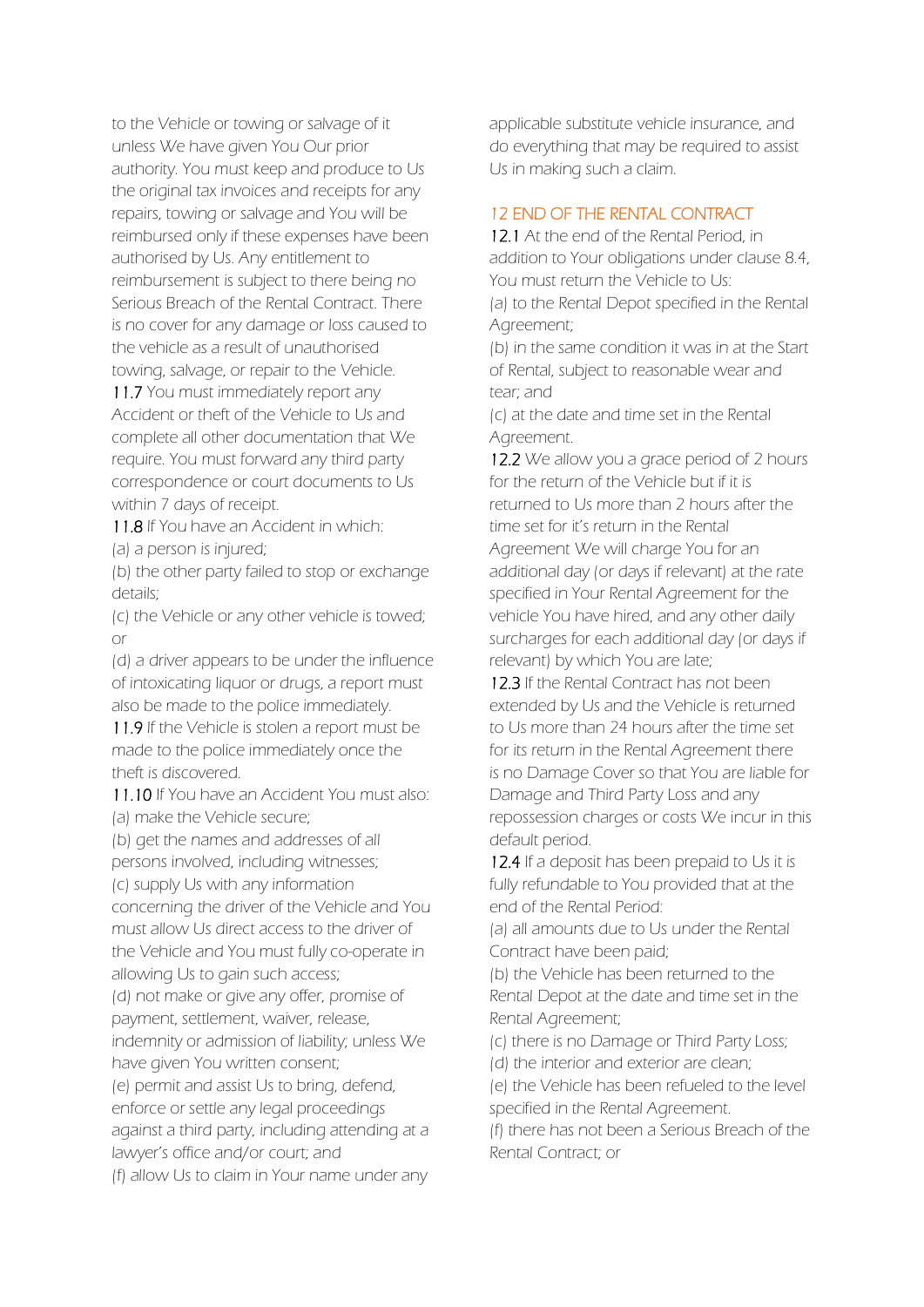*to the Vehicle or towing or salvage of it unless We have given You Our prior authority. You must keep and produce to Us the original tax invoices and receipts for any repairs, towing or salvage and You will be reimbursed only if these expenses have been authorised by Us. Any entitlement to reimbursement is subject to there being no Serious Breach of the Rental Contract. There is no cover for any damage or loss caused to the vehicle as a result of unauthorised towing, salvage, or repair to the Vehicle.*

11.7 *You must immediately report any Accident or theft of the Vehicle to Us and complete all other documentation that We require. You must forward any third party correspondence or court documents to Us within 7 days of receipt.*

11.8 *If You have an Accident in which:*
*(a) a person is injured;*
*(b) the other party failed to stop or exchange details;*
*(c) the Vehicle or any other vehicle is towed; or*
*(d) a driver appears to be under the influence of intoxicating liquor or drugs, a report must also be made to the police immediately.*

11.9 *If the Vehicle is stolen a report must be made to the police immediately once the theft is discovered.*

11.10 *If You have an Accident You must also:*
*(a) make the Vehicle secure;*
*(b) get the names and addresses of all persons involved, including witnesses;*
*(c) supply Us with any information concerning the driver of the Vehicle and You must allow Us direct access to the driver of the Vehicle and You must fully co-operate in allowing Us to gain such access;*
*(d) not make or give any offer, promise of payment, settlement, waiver, release, indemnity or admission of liability; unless We have given You written consent;*
*(e) permit and assist Us to bring, defend, enforce or settle any legal proceedings against a third party, including attending at a lawyer's office and/or court; and*
*(f) allow Us to claim in Your name under any applicable substitute vehicle insurance, and do everything that may be required to assist Us in making such a claim.*

## 12 END OF THE RENTAL CONTRACT

12.1 *At the end of the Rental Period, in addition to Your obligations under clause 8.4, You must return the Vehicle to Us:*
*(a) to the Rental Depot specified in the Rental Agreement;*
*(b) in the same condition it was in at the Start of Rental, subject to reasonable wear and tear; and*
*(c) at the date and time set in the Rental Agreement.*

12.2 *We allow you a grace period of 2 hours for the return of the Vehicle but if it is returned to Us more than 2 hours after the time set for it's return in the Rental Agreement We will charge You for an additional day (or days if relevant) at the rate specified in Your Rental Agreement for the vehicle You have hired, and any other daily surcharges for each additional day (or days if relevant) by which You are late;*

12.3 *If the Rental Contract has not been extended by Us and the Vehicle is returned to Us more than 24 hours after the time set for its return in the Rental Agreement there is no Damage Cover so that You are liable for Damage and Third Party Loss and any repossession charges or costs We incur in this default period.*

12.4 *If a deposit has been prepaid to Us it is fully refundable to You provided that at the end of the Rental Period:*
*(a) all amounts due to Us under the Rental Contract have been paid;*
*(b) the Vehicle has been returned to the Rental Depot at the date and time set in the Rental Agreement;*
*(c) there is no Damage or Third Party Loss;*
*(d) the interior and exterior are clean;*
*(e) the Vehicle has been refueled to the level specified in the Rental Agreement.*
*(f) there has not been a Serious Breach of the Rental Contract; or*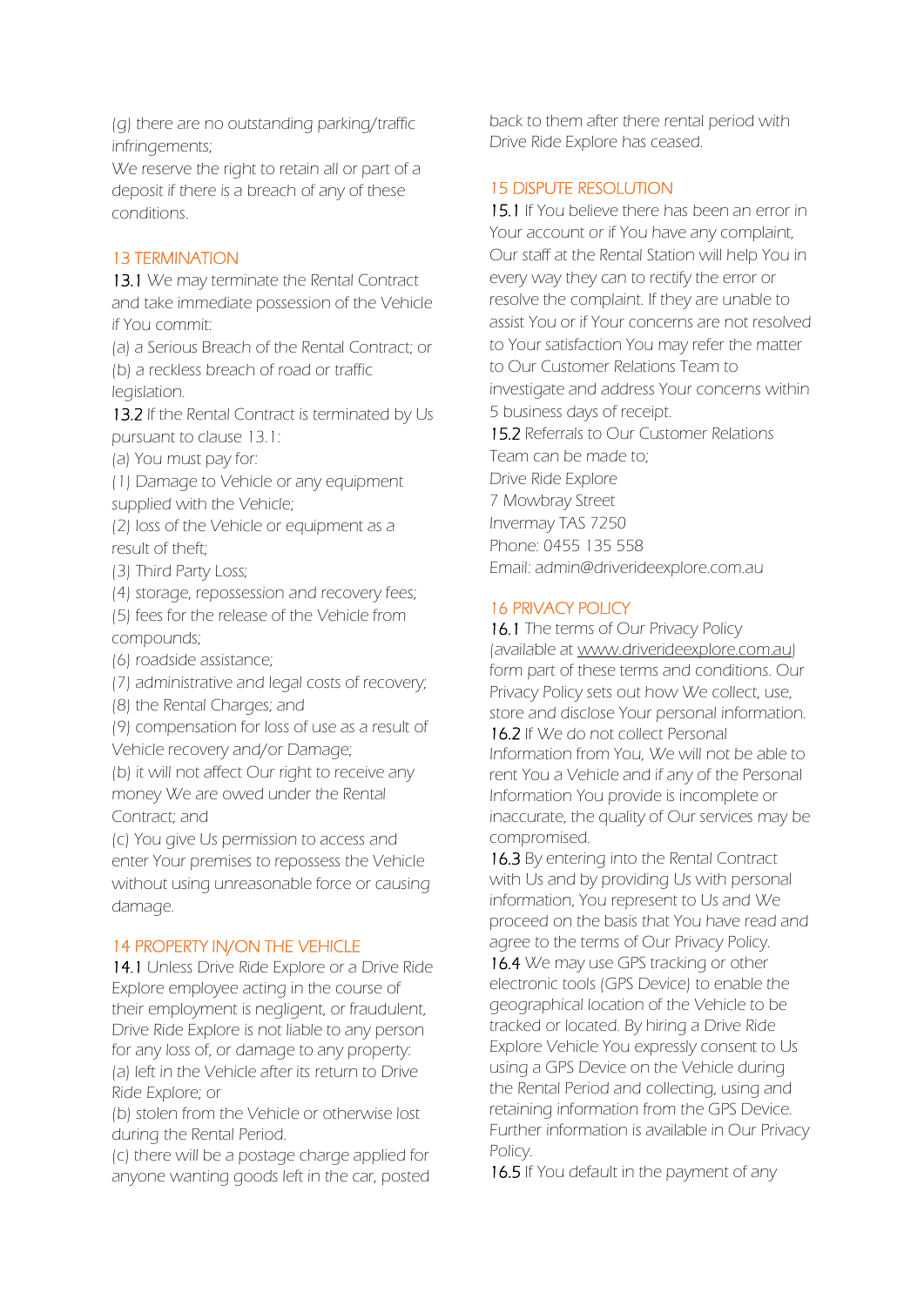(g) there are no outstanding parking/traffic infringements;

We reserve the right to retain all or part of a deposit if there is a breach of any of these conditions.

## 13 TERMINATION

**13.1** We may terminate the Rental Contract and take immediate possession of the Vehicle if You commit:

(a) a Serious Breach of the Rental Contract; or

(b) a reckless breach of road or traffic legislation.

**13.2** If the Rental Contract is terminated by Us pursuant to clause 13.1:

(a) You must pay for:

(1) Damage to Vehicle or any equipment supplied with the Vehicle;

(2) loss of the Vehicle or equipment as a result of theft;

(3) Third Party Loss;

(4) storage, repossession and recovery fees;

(5) fees for the release of the Vehicle from compounds;

(6) roadside assistance;

(7) administrative and legal costs of recovery;

(8) the Rental Charges; and

(9) compensation for loss of use as a result of Vehicle recovery and/or Damage;

(b) it will not affect Our right to receive any money We are owed under the Rental Contract; and

(c) You give Us permission to access and enter Your premises to repossess the Vehicle without using unreasonable force or causing damage.

## 14 PROPERTY IN/ON THE VEHICLE

**14.1** Unless Drive Ride Explore or a Drive Ride Explore employee acting in the course of their employment is negligent, or fraudulent, Drive Ride Explore is not liable to any person for any loss of, or damage to any property:

(a) left in the Vehicle after its return to Drive Ride Explore; or

(b) stolen from the Vehicle or otherwise lost during the Rental Period.

(c) there will be a postage charge applied for anyone wanting goods left in the car, posted back to them after there rental period with Drive Ride Explore has ceased.

## 15 DISPUTE RESOLUTION

**15.1** If You believe there has been an error in Your account or if You have any complaint, Our staff at the Rental Station will help You in every way they can to rectify the error or resolve the complaint. If they are unable to assist You or if Your concerns are not resolved to Your satisfaction You may refer the matter to Our Customer Relations Team to investigate and address Your concerns within 5 business days of receipt.

**15.2** Referrals to Our Customer Relations Team can be made to;

Drive Ride Explore  
7 Mowbray Street  
Invermay TAS 7250  
Phone: 0455 135 558  
Email: admin@driverideexplore.com.au

## 16 PRIVACY POLICY

**16.1** The terms of Our Privacy Policy (available at www.driverideexplore.com.au) form part of these terms and conditions. Our Privacy Policy sets out how We collect, use, store and disclose Your personal information.

**16.2** If We do not collect Personal Information from You, We will not be able to rent You a Vehicle and if any of the Personal Information You provide is incomplete or inaccurate, the quality of Our services may be compromised.

**16.3** By entering into the Rental Contract with Us and by providing Us with personal information, You represent to Us and We proceed on the basis that You have read and agree to the terms of Our Privacy Policy.

**16.4** We may use GPS tracking or other electronic tools (GPS Device) to enable the geographical location of the Vehicle to be tracked or located. By hiring a Drive Ride Explore Vehicle You expressly consent to Us using a GPS Device on the Vehicle during the Rental Period and collecting, using and retaining information from the GPS Device. Further information is available in Our Privacy Policy.

**16.5** If You default in the payment of any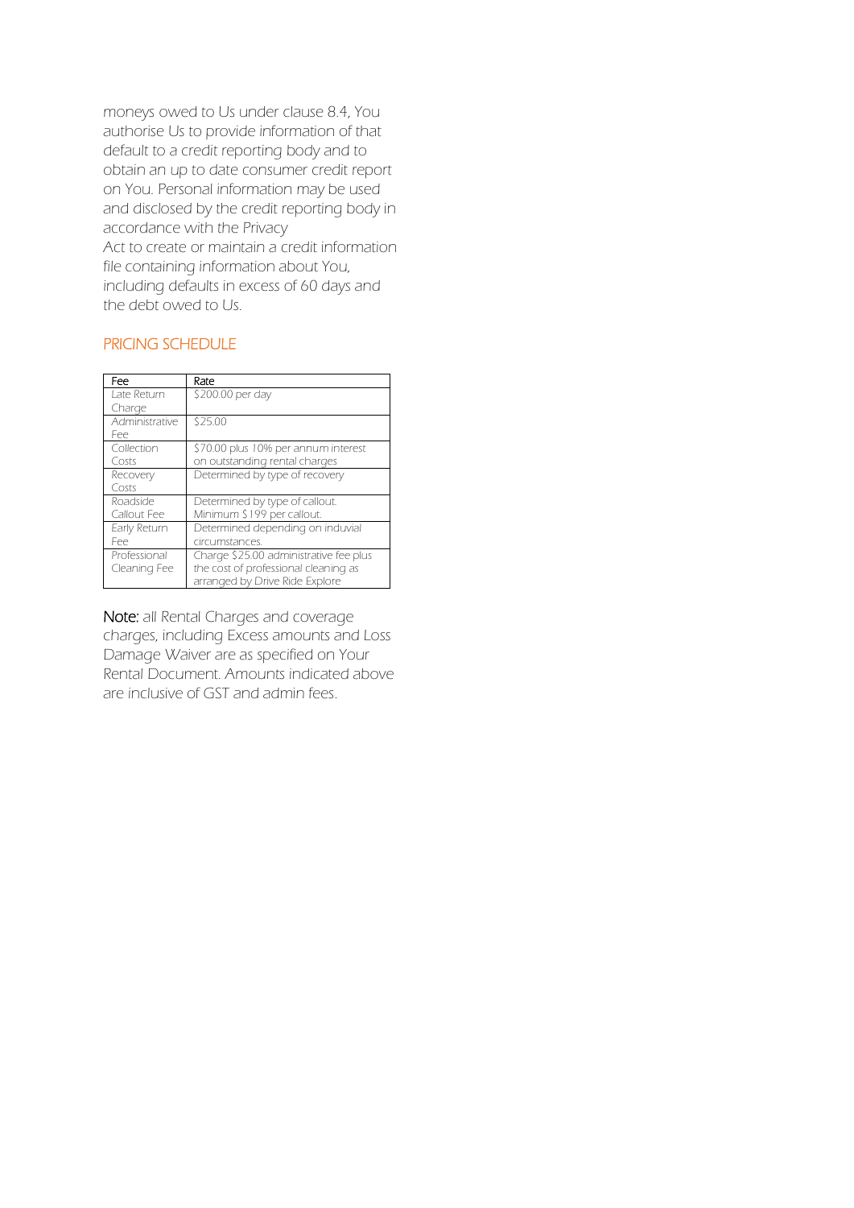*moneys owed to Us under clause 8.4, You authorise Us to provide information of that default to a credit reporting body and to obtain an up to date consumer credit report on You. Personal information may be used and disclosed by the credit reporting body in accordance with the Privacy Act to create or maintain a credit information file containing information about You, including defaults in excess of 60 days and the debt owed to Us.*

## PRICING SCHEDULE

| Fee | Rate |
|---|---|
| Late Return Charge | $200.00 per day |
| Administrative Fee | $25.00 |
| Collection Costs | $70.00 plus 10% per annum interest on outstanding rental charges |
| Recovery Costs | Determined by type of recovery |
| Roadside Callout Fee | Determined by type of callout. Minimum $199 per callout. |
| Early Return Fee | Determined depending on induvial circumstances. |
| Professional Cleaning Fee | Charge $25.00 administrative fee plus the cost of professional cleaning as arranged by Drive Ride Explore |

**Note:** *all Rental Charges and coverage charges, including Excess amounts and Loss Damage Waiver are as specified on Your Rental Document. Amounts indicated above are inclusive of GST and admin fees.*